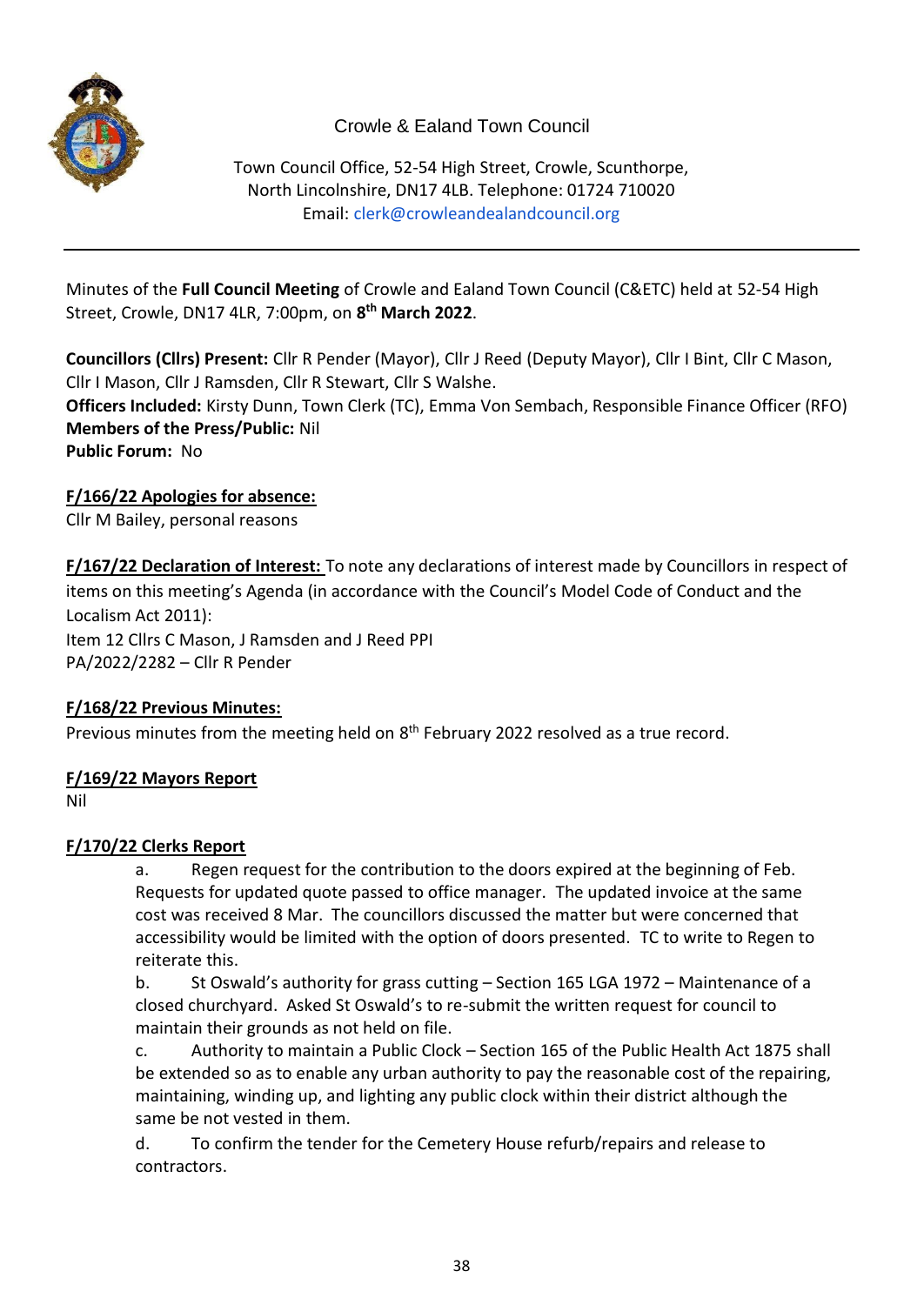# Crowle & Ealand Town Council

Town Council Office, 52-54 High Street, Crowle, Scunthorpe, North Lincolnshire, DN17 4LB. Telephone: 01724 710020
Email: clerk@crowleandealandcouncil.org

---

Minutes of the **Full Council Meeting** of Crowle and Ealand Town Council (C&ETC) held at 52-54 High Street, Crowle, DN17 4LR, 7:00pm, on **8th March 2022**.

**Councillors (Cllrs) Present:** Cllr R Pender (Mayor), Cllr J Reed (Deputy Mayor), Cllr I Bint, Cllr C Mason, Cllr I Mason, Cllr J Ramsden, Cllr R Stewart, Cllr S Walshe.
**Officers Included:** Kirsty Dunn, Town Clerk (TC), Emma Von Sembach, Responsible Finance Officer (RFO)
**Members of the Press/Public:** Nil
**Public Forum:** No

**F/166/22 Apologies for absence:**
Cllr M Bailey, personal reasons

**F/167/22 Declaration of Interest:** To note any declarations of interest made by Councillors in respect of items on this meeting's Agenda (in accordance with the Council's Model Code of Conduct and the Localism Act 2011):
Item 12 Cllrs C Mason, J Ramsden and J Reed PPI
PA/2022/2282 – Cllr R Pender

**F/168/22 Previous Minutes:**
Previous minutes from the meeting held on 8th February 2022 resolved as a true record.

**F/169/22 Mayors Report**
Nil

**F/170/22 Clerks Report**

a. Regen request for the contribution to the doors expired at the beginning of Feb. Requests for updated quote passed to office manager. The updated invoice at the same cost was received 8 Mar. The councillors discussed the matter but were concerned that accessibility would be limited with the option of doors presented. TC to write to Regen to reiterate this.

b. St Oswald's authority for grass cutting – Section 165 LGA 1972 – Maintenance of a closed churchyard. Asked St Oswald's to re-submit the written request for council to maintain their grounds as not held on file.

c. Authority to maintain a Public Clock – Section 165 of the Public Health Act 1875 shall be extended so as to enable any urban authority to pay the reasonable cost of the repairing, maintaining, winding up, and lighting any public clock within their district although the same be not vested in them.

d. To confirm the tender for the Cemetery House refurb/repairs and release to contractors.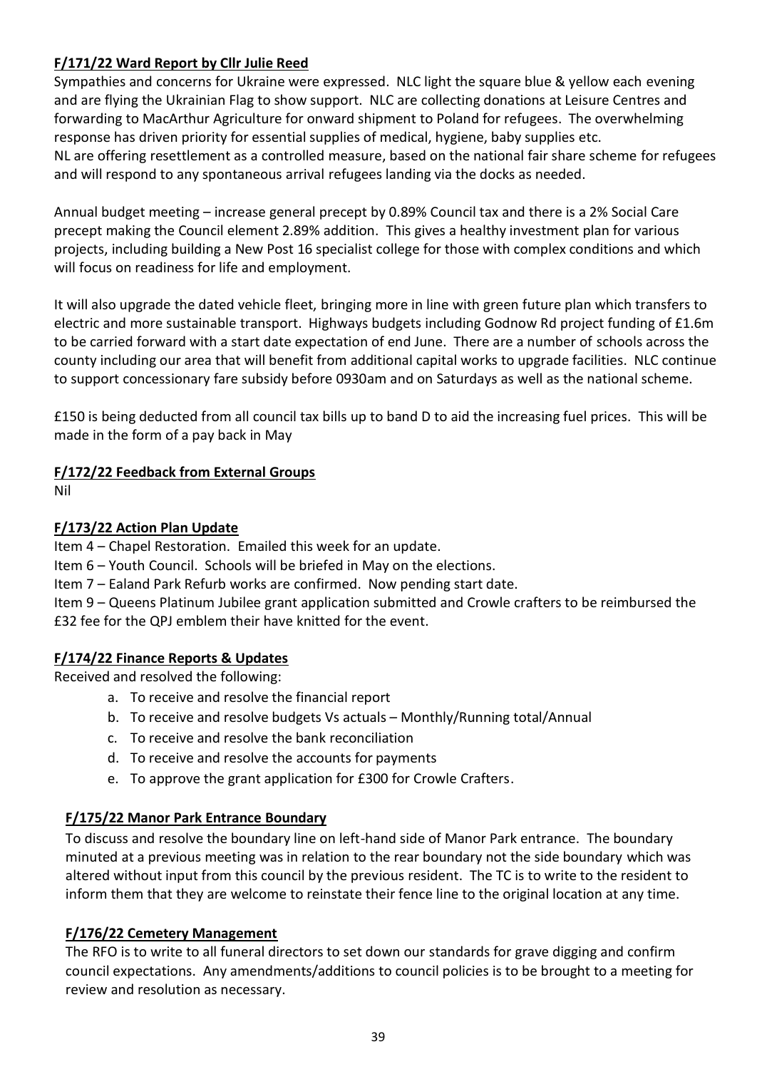**F/171/22 Ward Report by Cllr Julie Reed**

Sympathies and concerns for Ukraine were expressed. NLC light the square blue & yellow each evening and are flying the Ukrainian Flag to show support. NLC are collecting donations at Leisure Centres and forwarding to MacArthur Agriculture for onward shipment to Poland for refugees. The overwhelming response has driven priority for essential supplies of medical, hygiene, baby supplies etc.
NL are offering resettlement as a controlled measure, based on the national fair share scheme for refugees and will respond to any spontaneous arrival refugees landing via the docks as needed.

Annual budget meeting – increase general precept by 0.89% Council tax and there is a 2% Social Care precept making the Council element 2.89% addition. This gives a healthy investment plan for various projects, including building a New Post 16 specialist college for those with complex conditions and which will focus on readiness for life and employment.

It will also upgrade the dated vehicle fleet, bringing more in line with green future plan which transfers to electric and more sustainable transport. Highways budgets including Godnow Rd project funding of £1.6m to be carried forward with a start date expectation of end June. There are a number of schools across the county including our area that will benefit from additional capital works to upgrade facilities. NLC continue to support concessionary fare subsidy before 0930am and on Saturdays as well as the national scheme.

£150 is being deducted from all council tax bills up to band D to aid the increasing fuel prices. This will be made in the form of a pay back in May

**F/172/22 Feedback from External Groups**

Nil

**F/173/22 Action Plan Update**

Item 4 – Chapel Restoration. Emailed this week for an update.
Item 6 – Youth Council. Schools will be briefed in May on the elections.
Item 7 – Ealand Park Refurb works are confirmed. Now pending start date.
Item 9 – Queens Platinum Jubilee grant application submitted and Crowle crafters to be reimbursed the £32 fee for the QPJ emblem their have knitted for the event.

**F/174/22 Finance Reports & Updates**

Received and resolved the following:

a. To receive and resolve the financial report
b. To receive and resolve budgets Vs actuals – Monthly/Running total/Annual
c. To receive and resolve the bank reconciliation
d. To receive and resolve the accounts for payments
e. To approve the grant application for £300 for Crowle Crafters.

**F/175/22 Manor Park Entrance Boundary**

To discuss and resolve the boundary line on left-hand side of Manor Park entrance. The boundary minuted at a previous meeting was in relation to the rear boundary not the side boundary which was altered without input from this council by the previous resident. The TC is to write to the resident to inform them that they are welcome to reinstate their fence line to the original location at any time.

**F/176/22 Cemetery Management**

The RFO is to write to all funeral directors to set down our standards for grave digging and confirm council expectations. Any amendments/additions to council policies is to be brought to a meeting for review and resolution as necessary.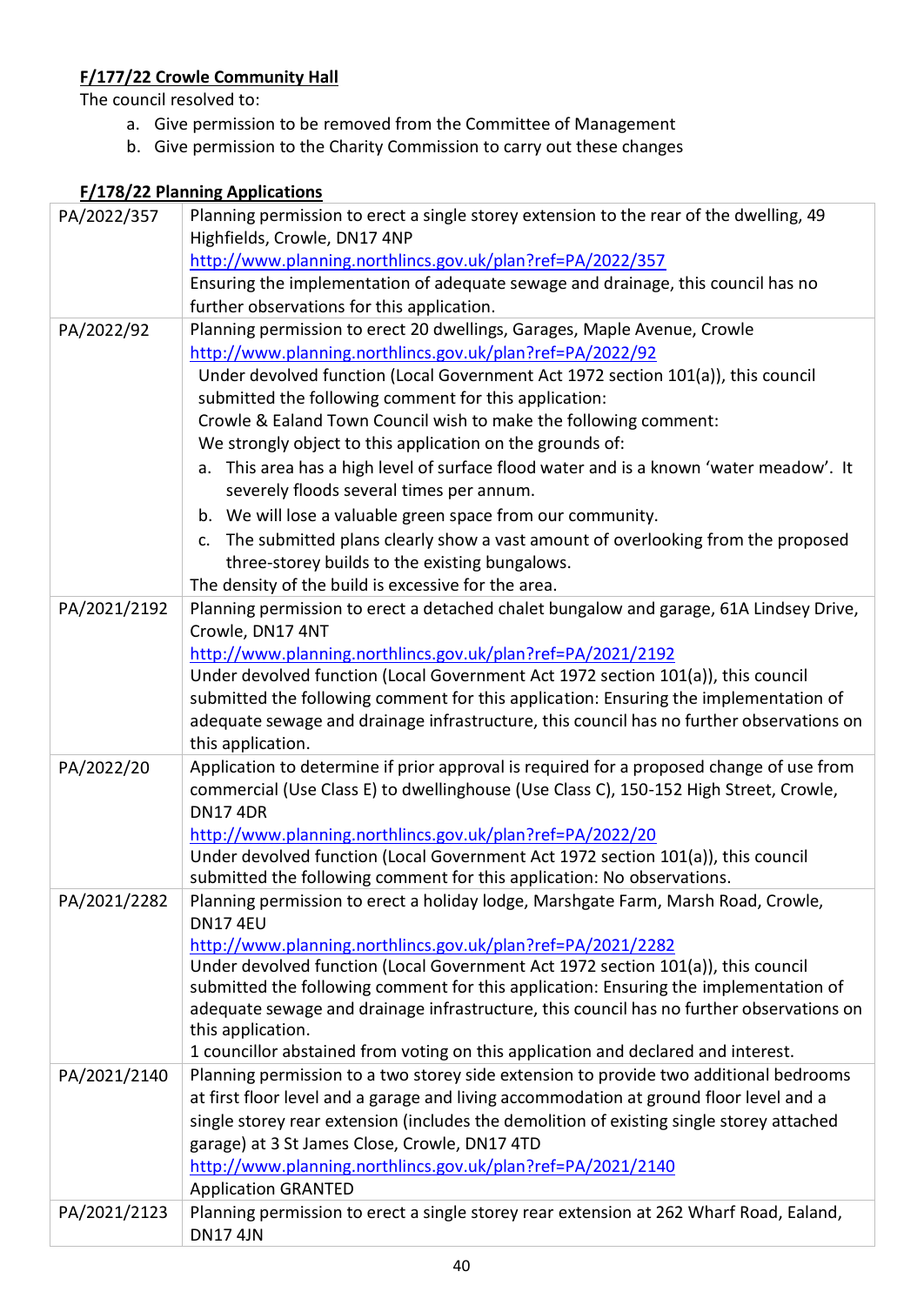**F/177/22 Crowle Community Hall**

The council resolved to:

a. Give permission to be removed from the Committee of Management
b. Give permission to the Charity Commission to carry out these changes

**F/178/22 Planning Applications**

| | |
|---|---|
| PA/2022/357 | Planning permission to erect a single storey extension to the rear of the dwelling, 49 Highfields, Crowle, DN17 4NP<br>http://www.planning.northlincs.gov.uk/plan?ref=PA/2022/357<br>Ensuring the implementation of adequate sewage and drainage, this council has no further observations for this application. |
| PA/2022/92 | Planning permission to erect 20 dwellings, Garages, Maple Avenue, Crowle<br>http://www.planning.northlincs.gov.uk/plan?ref=PA/2022/92<br>Under devolved function (Local Government Act 1972 section 101(a)), this council submitted the following comment for this application:<br>Crowle & Ealand Town Council wish to make the following comment:<br>We strongly object to this application on the grounds of:<br>a. This area has a high level of surface flood water and is a known 'water meadow'. It severely floods several times per annum.<br>b. We will lose a valuable green space from our community.<br>c. The submitted plans clearly show a vast amount of overlooking from the proposed three-storey builds to the existing bungalows.<br>The density of the build is excessive for the area. |
| PA/2021/2192 | Planning permission to erect a detached chalet bungalow and garage, 61A Lindsey Drive, Crowle, DN17 4NT<br>http://www.planning.northlincs.gov.uk/plan?ref=PA/2021/2192<br>Under devolved function (Local Government Act 1972 section 101(a)), this council submitted the following comment for this application: Ensuring the implementation of adequate sewage and drainage infrastructure, this council has no further observations on this application. |
| PA/2022/20 | Application to determine if prior approval is required for a proposed change of use from commercial (Use Class E) to dwellinghouse (Use Class C), 150-152 High Street, Crowle, DN17 4DR<br>http://www.planning.northlincs.gov.uk/plan?ref=PA/2022/20<br>Under devolved function (Local Government Act 1972 section 101(a)), this council submitted the following comment for this application: No observations. |
| PA/2021/2282 | Planning permission to erect a holiday lodge, Marshgate Farm, Marsh Road, Crowle, DN17 4EU<br>http://www.planning.northlincs.gov.uk/plan?ref=PA/2021/2282<br>Under devolved function (Local Government Act 1972 section 101(a)), this council submitted the following comment for this application: Ensuring the implementation of adequate sewage and drainage infrastructure, this council has no further observations on this application.<br>1 councillor abstained from voting on this application and declared and interest. |
| PA/2021/2140 | Planning permission to a two storey side extension to provide two additional bedrooms at first floor level and a garage and living accommodation at ground floor level and a single storey rear extension (includes the demolition of existing single storey attached garage) at 3 St James Close, Crowle, DN17 4TD<br>http://www.planning.northlincs.gov.uk/plan?ref=PA/2021/2140<br>Application GRANTED |
| PA/2021/2123 | Planning permission to erect a single storey rear extension at 262 Wharf Road, Ealand, DN17 4JN |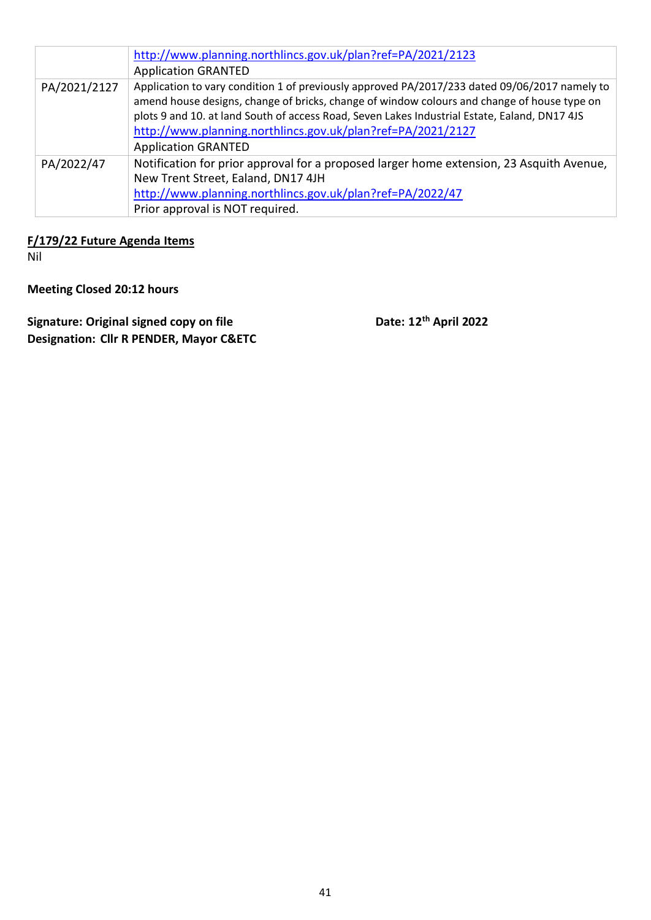| | |
|---|---|
| | http://www.planning.northlincs.gov.uk/plan?ref=PA/2021/2123<br>Application GRANTED |
| PA/2021/2127 | Application to vary condition 1 of previously approved PA/2017/233 dated 09/06/2017 namely to amend house designs, change of bricks, change of window colours and change of house type on plots 9 and 10. at land South of access Road, Seven Lakes Industrial Estate, Ealand, DN17 4JS<br>http://www.planning.northlincs.gov.uk/plan?ref=PA/2021/2127<br>Application GRANTED |
| PA/2022/47 | Notification for prior approval for a proposed larger home extension, 23 Asquith Avenue, New Trent Street, Ealand, DN17 4JH<br>http://www.planning.northlincs.gov.uk/plan?ref=PA/2022/47<br>Prior approval is NOT required. |

**F/179/22 Future Agenda Items**

Nil

**Meeting Closed 20:12 hours**

**Signature: Original signed copy on file**
**Date: 12th April 2022**

**Designation: Cllr R PENDER, Mayor C&ETC**